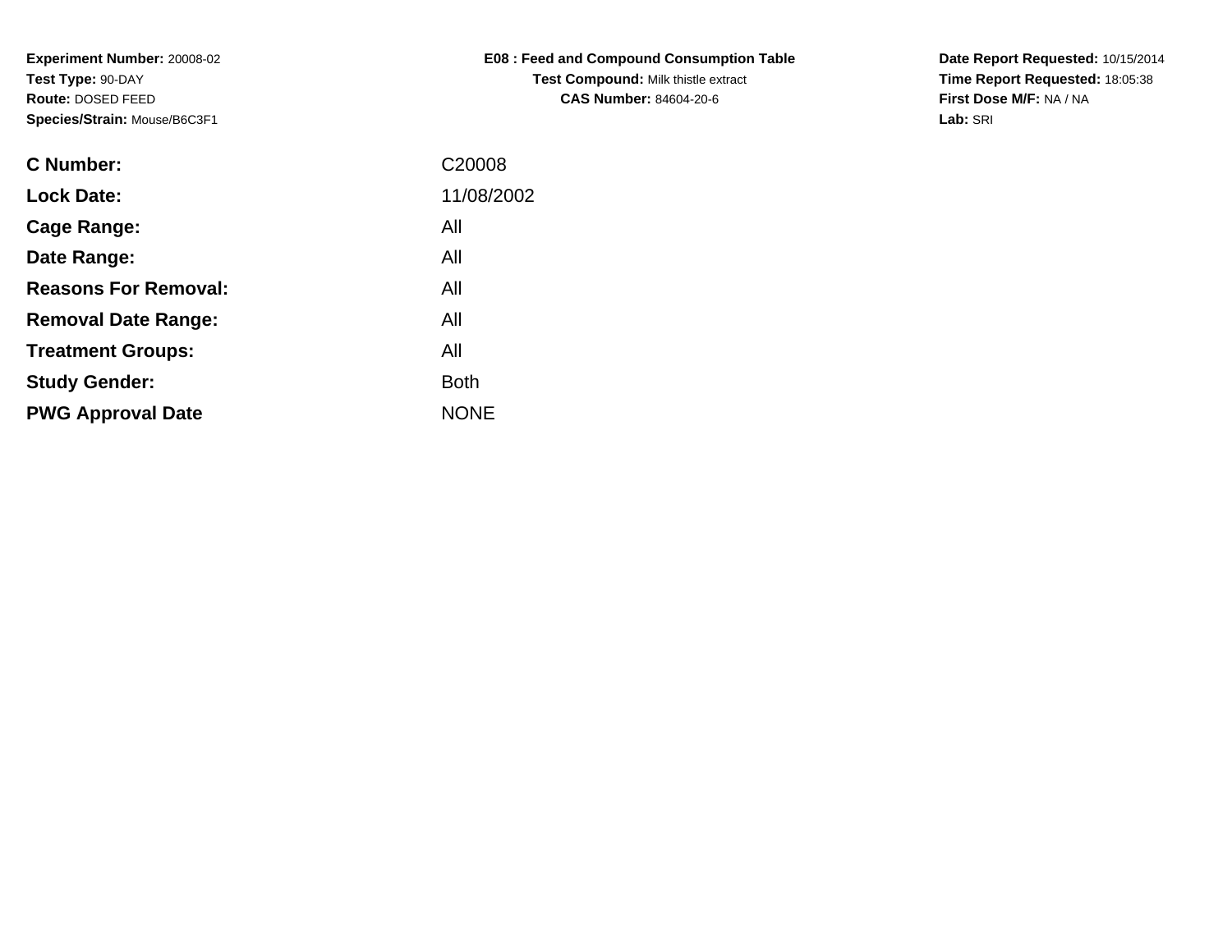**Experiment Number:** 20008-02
**Test Type:** 90-DAY
**Route:** DOSED FEED
**Species/Strain:** Mouse/B6C3F1

**E08 : Feed and Compound Consumption Table**
**Test Compound:** Milk thistle extract
**CAS Number:** 84604-20-6

**Date Report Requested:** 10/15/2014
**Time Report Requested:** 18:05:38
**First Dose M/F:** NA / NA
**Lab:** SRI

| | |
|---|---|
| **C Number:** | C20008 |
| **Lock Date:** | 11/08/2002 |
| **Cage Range:** | All |
| **Date Range:** | All |
| **Reasons For Removal:** | All |
| **Removal Date Range:** | All |
| **Treatment Groups:** | All |
| **Study Gender:** | Both |
| **PWG Approval Date** | NONE |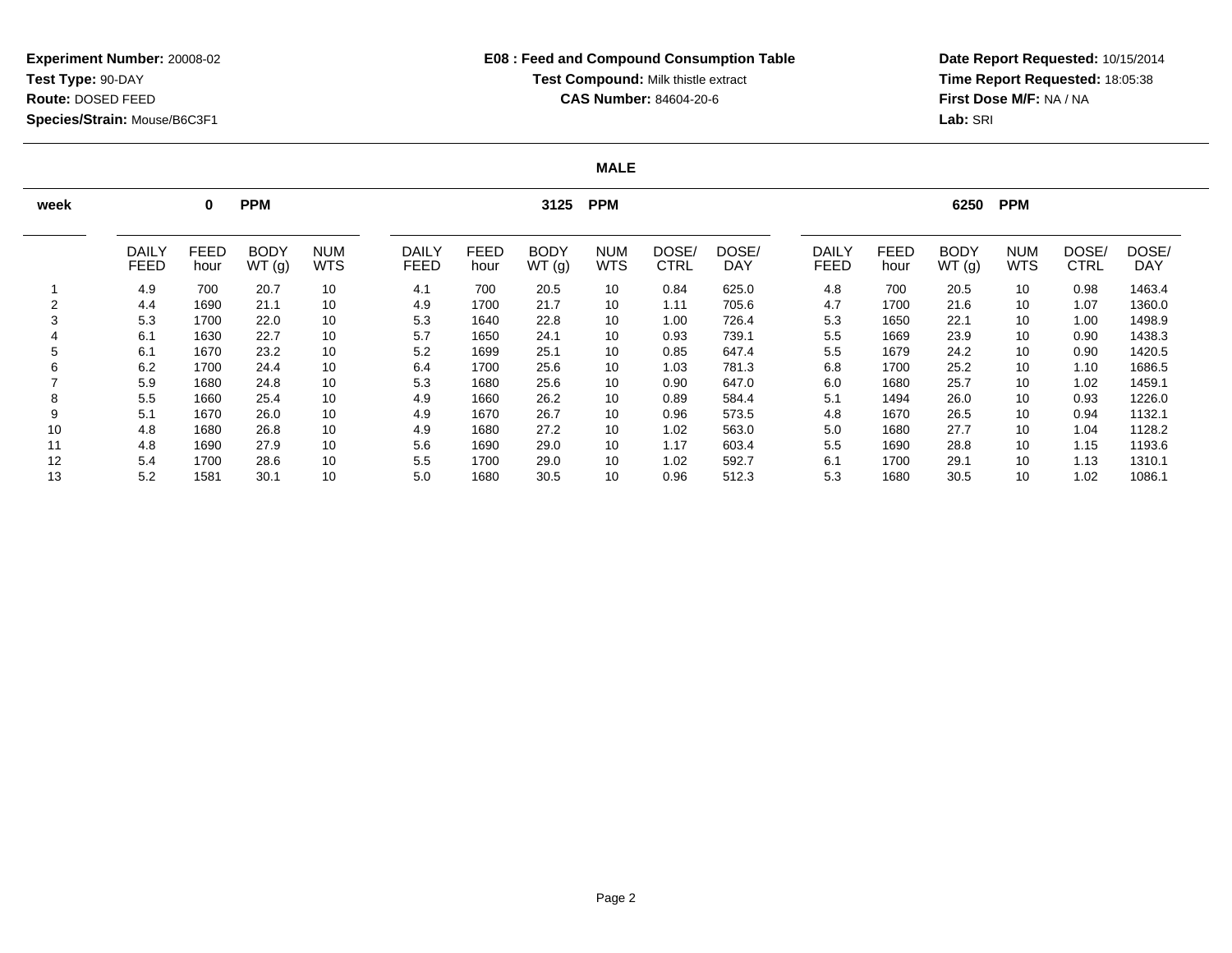**Experiment Number:** 20008-02
**Test Type:** 90-DAY
**Route:** DOSED FEED
**Species/Strain:** Mouse/B6C3F1

**E08 : Feed and Compound Consumption Table**
**Test Compound:** Milk thistle extract
**CAS Number:** 84604-20-6

**Date Report Requested:** 10/15/2014
**Time Report Requested:** 18:05:38
**First Dose M/F:** NA / NA
**Lab:** SRI

## MALE

| week | 0 PPM | | | | 3125 PPM | | | | | | 6250 PPM | | | | | |
|---|---|---|---|---|---|---|---|---|---|---|---|---|---|---|---|---|
| | DAILY FEED | FEED hour | BODY WT (g) | NUM WTS | DAILY FEED | FEED hour | BODY WT (g) | NUM WTS | DOSE/ CTRL | DOSE/ DAY | DAILY FEED | FEED hour | BODY WT (g) | NUM WTS | DOSE/ CTRL | DOSE/ DAY |
| 1 | 4.9 | 700 | 20.7 | 10 | 4.1 | 700 | 20.5 | 10 | 0.84 | 625.0 | 4.8 | 700 | 20.5 | 10 | 0.98 | 1463.4 |
| 2 | 4.4 | 1690 | 21.1 | 10 | 4.9 | 1700 | 21.7 | 10 | 1.11 | 705.6 | 4.7 | 1700 | 21.6 | 10 | 1.07 | 1360.0 |
| 3 | 5.3 | 1700 | 22.0 | 10 | 5.3 | 1640 | 22.8 | 10 | 1.00 | 726.4 | 5.3 | 1650 | 22.1 | 10 | 1.00 | 1498.9 |
| 4 | 6.1 | 1630 | 22.7 | 10 | 5.7 | 1650 | 24.1 | 10 | 0.93 | 739.1 | 5.5 | 1669 | 23.9 | 10 | 0.90 | 1438.3 |
| 5 | 6.1 | 1670 | 23.2 | 10 | 5.2 | 1699 | 25.1 | 10 | 0.85 | 647.4 | 5.5 | 1679 | 24.2 | 10 | 0.90 | 1420.5 |
| 6 | 6.2 | 1700 | 24.4 | 10 | 6.4 | 1700 | 25.6 | 10 | 1.03 | 781.3 | 6.8 | 1700 | 25.2 | 10 | 1.10 | 1686.5 |
| 7 | 5.9 | 1680 | 24.8 | 10 | 5.3 | 1680 | 25.6 | 10 | 0.90 | 647.0 | 6.0 | 1680 | 25.7 | 10 | 1.02 | 1459.1 |
| 8 | 5.5 | 1660 | 25.4 | 10 | 4.9 | 1660 | 26.2 | 10 | 0.89 | 584.4 | 5.1 | 1494 | 26.0 | 10 | 0.93 | 1226.0 |
| 9 | 5.1 | 1670 | 26.0 | 10 | 4.9 | 1670 | 26.7 | 10 | 0.96 | 573.5 | 4.8 | 1670 | 26.5 | 10 | 0.94 | 1132.1 |
| 10 | 4.8 | 1680 | 26.8 | 10 | 4.9 | 1680 | 27.2 | 10 | 1.02 | 563.0 | 5.0 | 1680 | 27.7 | 10 | 1.04 | 1128.2 |
| 11 | 4.8 | 1690 | 27.9 | 10 | 5.6 | 1690 | 29.0 | 10 | 1.17 | 603.4 | 5.5 | 1690 | 28.8 | 10 | 1.15 | 1193.6 |
| 12 | 5.4 | 1700 | 28.6 | 10 | 5.5 | 1700 | 29.0 | 10 | 1.02 | 592.7 | 6.1 | 1700 | 29.1 | 10 | 1.13 | 1310.1 |
| 13 | 5.2 | 1581 | 30.1 | 10 | 5.0 | 1680 | 30.5 | 10 | 0.96 | 512.3 | 5.3 | 1680 | 30.5 | 10 | 1.02 | 1086.1 |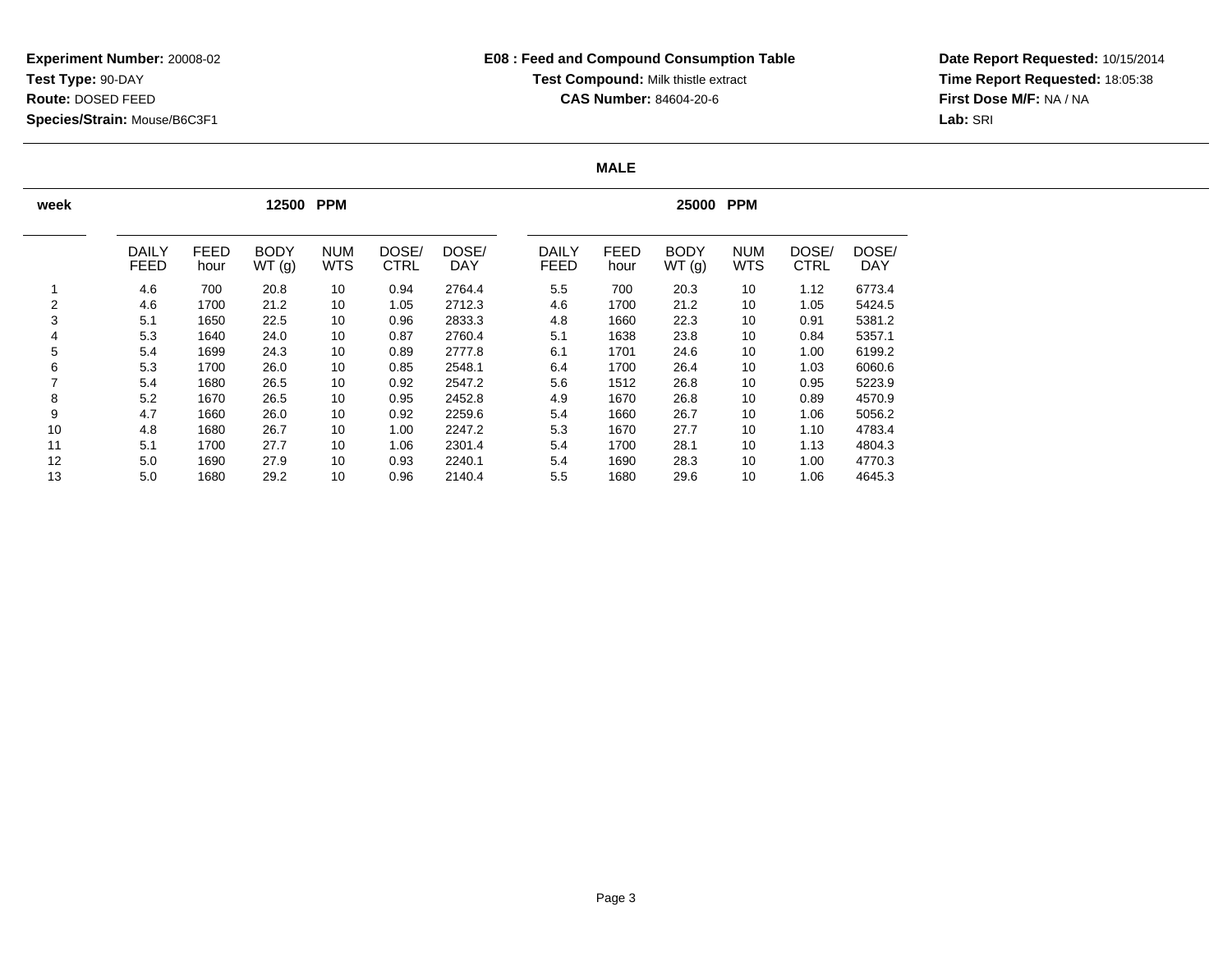**Experiment Number:** 20008-02
**Test Type:** 90-DAY
**Route:** DOSED FEED
**Species/Strain:** Mouse/B6C3F1

**E08 : Feed and Compound Consumption Table**
**Test Compound:** Milk thistle extract
**CAS Number:** 84604-20-6

**Date Report Requested:** 10/15/2014
**Time Report Requested:** 18:05:38
**First Dose M/F:** NA / NA
**Lab:** SRI

**MALE**

| week | 12500 PPM | | | | | | 25000 PPM | | | | | |
|---|---|---|---|---|---|---|---|---|---|---|---|---|
| | DAILY FEED | FEED hour | BODY WT (g) | NUM WTS | DOSE/ CTRL | DOSE/ DAY | DAILY FEED | FEED hour | BODY WT (g) | NUM WTS | DOSE/ CTRL | DOSE/ DAY |
| 1 | 4.6 | 700 | 20.8 | 10 | 0.94 | 2764.4 | 5.5 | 700 | 20.3 | 10 | 1.12 | 6773.4 |
| 2 | 4.6 | 1700 | 21.2 | 10 | 1.05 | 2712.3 | 4.6 | 1700 | 21.2 | 10 | 1.05 | 5424.5 |
| 3 | 5.1 | 1650 | 22.5 | 10 | 0.96 | 2833.3 | 4.8 | 1660 | 22.3 | 10 | 0.91 | 5381.2 |
| 4 | 5.3 | 1640 | 24.0 | 10 | 0.87 | 2760.4 | 5.1 | 1638 | 23.8 | 10 | 0.84 | 5357.1 |
| 5 | 5.4 | 1699 | 24.3 | 10 | 0.89 | 2777.8 | 6.1 | 1701 | 24.6 | 10 | 1.00 | 6199.2 |
| 6 | 5.3 | 1700 | 26.0 | 10 | 0.85 | 2548.1 | 6.4 | 1700 | 26.4 | 10 | 1.03 | 6060.6 |
| 7 | 5.4 | 1680 | 26.5 | 10 | 0.92 | 2547.2 | 5.6 | 1512 | 26.8 | 10 | 0.95 | 5223.9 |
| 8 | 5.2 | 1670 | 26.5 | 10 | 0.95 | 2452.8 | 4.9 | 1670 | 26.8 | 10 | 0.89 | 4570.9 |
| 9 | 4.7 | 1660 | 26.0 | 10 | 0.92 | 2259.6 | 5.4 | 1660 | 26.7 | 10 | 1.06 | 5056.2 |
| 10 | 4.8 | 1680 | 26.7 | 10 | 1.00 | 2247.2 | 5.3 | 1670 | 27.7 | 10 | 1.10 | 4783.4 |
| 11 | 5.1 | 1700 | 27.7 | 10 | 1.06 | 2301.4 | 5.4 | 1700 | 28.1 | 10 | 1.13 | 4804.3 |
| 12 | 5.0 | 1690 | 27.9 | 10 | 0.93 | 2240.1 | 5.4 | 1690 | 28.3 | 10 | 1.00 | 4770.3 |
| 13 | 5.0 | 1680 | 29.2 | 10 | 0.96 | 2140.4 | 5.5 | 1680 | 29.6 | 10 | 1.06 | 4645.3 |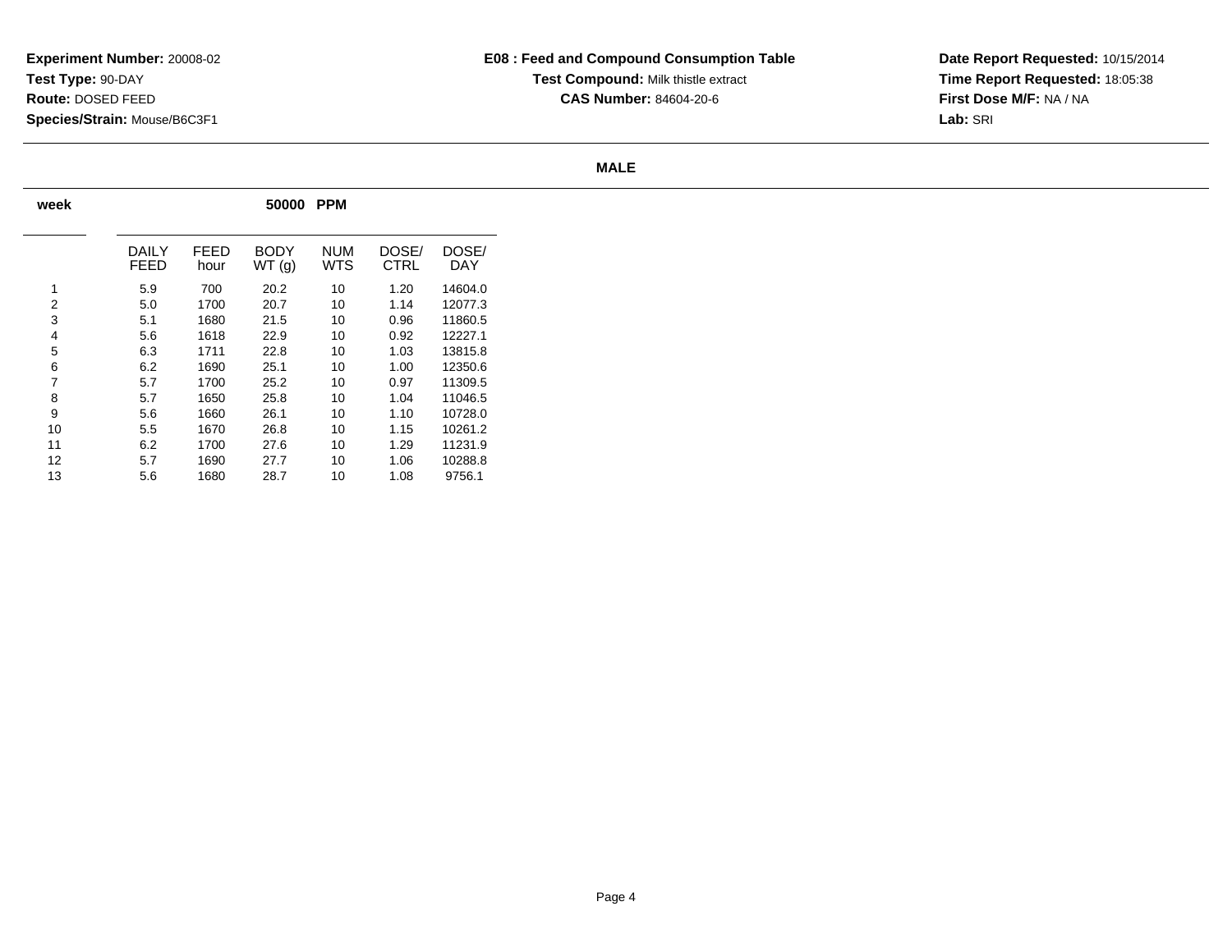**Experiment Number:** 20008-02
**Test Type:** 90-DAY
**Route:** DOSED FEED
**Species/Strain:** Mouse/B6C3F1

**E08 : Feed and Compound Consumption Table**
**Test Compound:** Milk thistle extract
**CAS Number:** 84604-20-6

**Date Report Requested:** 10/15/2014
**Time Report Requested:** 18:05:38
**First Dose M/F:** NA / NA
**Lab:** SRI

**MALE**

| week | 50000 PPM | | | | | |
|---|---|---|---|---|---|---|
| | DAILY FEED | FEED hour | BODY WT (g) | NUM WTS | DOSE/ CTRL | DOSE/ DAY |
| 1 | 5.9 | 700 | 20.2 | 10 | 1.20 | 14604.0 |
| 2 | 5.0 | 1700 | 20.7 | 10 | 1.14 | 12077.3 |
| 3 | 5.1 | 1680 | 21.5 | 10 | 0.96 | 11860.5 |
| 4 | 5.6 | 1618 | 22.9 | 10 | 0.92 | 12227.1 |
| 5 | 6.3 | 1711 | 22.8 | 10 | 1.03 | 13815.8 |
| 6 | 6.2 | 1690 | 25.1 | 10 | 1.00 | 12350.6 |
| 7 | 5.7 | 1700 | 25.2 | 10 | 0.97 | 11309.5 |
| 8 | 5.7 | 1650 | 25.8 | 10 | 1.04 | 11046.5 |
| 9 | 5.6 | 1660 | 26.1 | 10 | 1.10 | 10728.0 |
| 10 | 5.5 | 1670 | 26.8 | 10 | 1.15 | 10261.2 |
| 11 | 6.2 | 1700 | 27.6 | 10 | 1.29 | 11231.9 |
| 12 | 5.7 | 1690 | 27.7 | 10 | 1.06 | 10288.8 |
| 13 | 5.6 | 1680 | 28.7 | 10 | 1.08 | 9756.1 |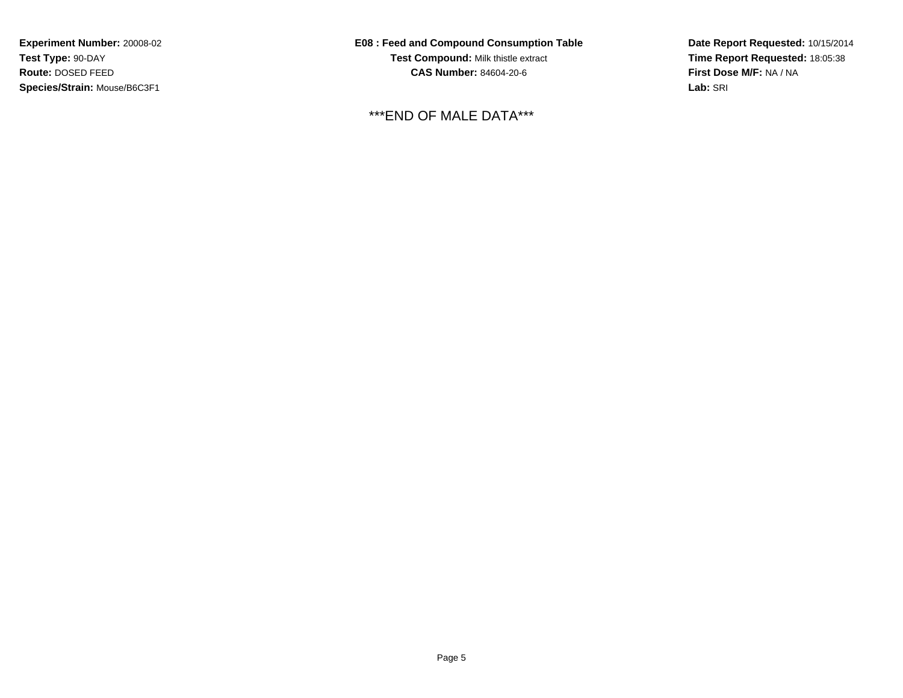**Experiment Number:** 20008-02
**Test Type:** 90-DAY
**Route:** DOSED FEED
**Species/Strain:** Mouse/B6C3F1

**E08 : Feed and Compound Consumption Table**
**Test Compound:** Milk thistle extract
**CAS Number:** 84604-20-6

**Date Report Requested:** 10/15/2014
**Time Report Requested:** 18:05:38
**First Dose M/F:** NA / NA
**Lab:** SRI

***END OF MALE DATA***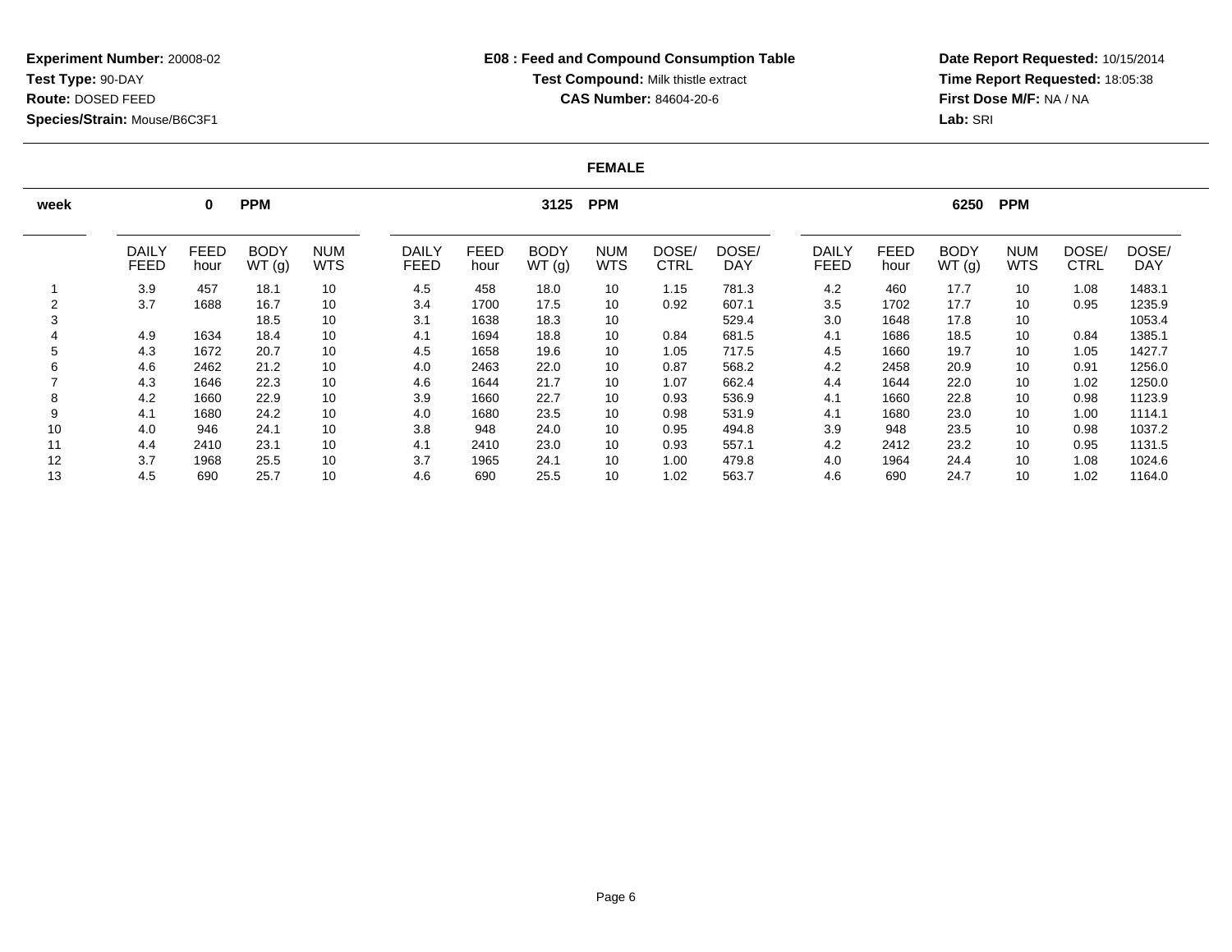**Experiment Number:** 20008-02
**Test Type:** 90-DAY
**Route:** DOSED FEED
**Species/Strain:** Mouse/B6C3F1

**E08 : Feed and Compound Consumption Table**
**Test Compound:** Milk thistle extract
**CAS Number:** 84604-20-6

**Date Report Requested:** 10/15/2014
**Time Report Requested:** 18:05:38
**First Dose M/F:** NA / NA
**Lab:** SRI

**FEMALE**

| week | 0 PPM | | | | 3125 PPM | | | | | | 6250 PPM | | | | | |
|---|---|---|---|---|---|---|---|---|---|---|---|---|---|---|---|---|
| | DAILY FEED | FEED hour | BODY WT (g) | NUM WTS | DAILY FEED | FEED hour | BODY WT (g) | NUM WTS | DOSE/ CTRL | DOSE/ DAY | DAILY FEED | FEED hour | BODY WT (g) | NUM WTS | DOSE/ CTRL | DOSE/ DAY |
| 1 | 3.9 | 457 | 18.1 | 10 | 4.5 | 458 | 18.0 | 10 | 1.15 | 781.3 | 4.2 | 460 | 17.7 | 10 | 1.08 | 1483.1 |
| 2 | 3.7 | 1688 | 16.7 | 10 | 3.4 | 1700 | 17.5 | 10 | 0.92 | 607.1 | 3.5 | 1702 | 17.7 | 10 | 0.95 | 1235.9 |
| 3 | | | 18.5 | 10 | 3.1 | 1638 | 18.3 | 10 | | 529.4 | 3.0 | 1648 | 17.8 | 10 | | 1053.4 |
| 4 | 4.9 | 1634 | 18.4 | 10 | 4.1 | 1694 | 18.8 | 10 | 0.84 | 681.5 | 4.1 | 1686 | 18.5 | 10 | 0.84 | 1385.1 |
| 5 | 4.3 | 1672 | 20.7 | 10 | 4.5 | 1658 | 19.6 | 10 | 1.05 | 717.5 | 4.5 | 1660 | 19.7 | 10 | 1.05 | 1427.7 |
| 6 | 4.6 | 2462 | 21.2 | 10 | 4.0 | 2463 | 22.0 | 10 | 0.87 | 568.2 | 4.2 | 2458 | 20.9 | 10 | 0.91 | 1256.0 |
| 7 | 4.3 | 1646 | 22.3 | 10 | 4.6 | 1644 | 21.7 | 10 | 1.07 | 662.4 | 4.4 | 1644 | 22.0 | 10 | 1.02 | 1250.0 |
| 8 | 4.2 | 1660 | 22.9 | 10 | 3.9 | 1660 | 22.7 | 10 | 0.93 | 536.9 | 4.1 | 1660 | 22.8 | 10 | 0.98 | 1123.9 |
| 9 | 4.1 | 1680 | 24.2 | 10 | 4.0 | 1680 | 23.5 | 10 | 0.98 | 531.9 | 4.1 | 1680 | 23.0 | 10 | 1.00 | 1114.1 |
| 10 | 4.0 | 946 | 24.1 | 10 | 3.8 | 948 | 24.0 | 10 | 0.95 | 494.8 | 3.9 | 948 | 23.5 | 10 | 0.98 | 1037.2 |
| 11 | 4.4 | 2410 | 23.1 | 10 | 4.1 | 2410 | 23.0 | 10 | 0.93 | 557.1 | 4.2 | 2412 | 23.2 | 10 | 0.95 | 1131.5 |
| 12 | 3.7 | 1968 | 25.5 | 10 | 3.7 | 1965 | 24.1 | 10 | 1.00 | 479.8 | 4.0 | 1964 | 24.4 | 10 | 1.08 | 1024.6 |
| 13 | 4.5 | 690 | 25.7 | 10 | 4.6 | 690 | 25.5 | 10 | 1.02 | 563.7 | 4.6 | 690 | 24.7 | 10 | 1.02 | 1164.0 |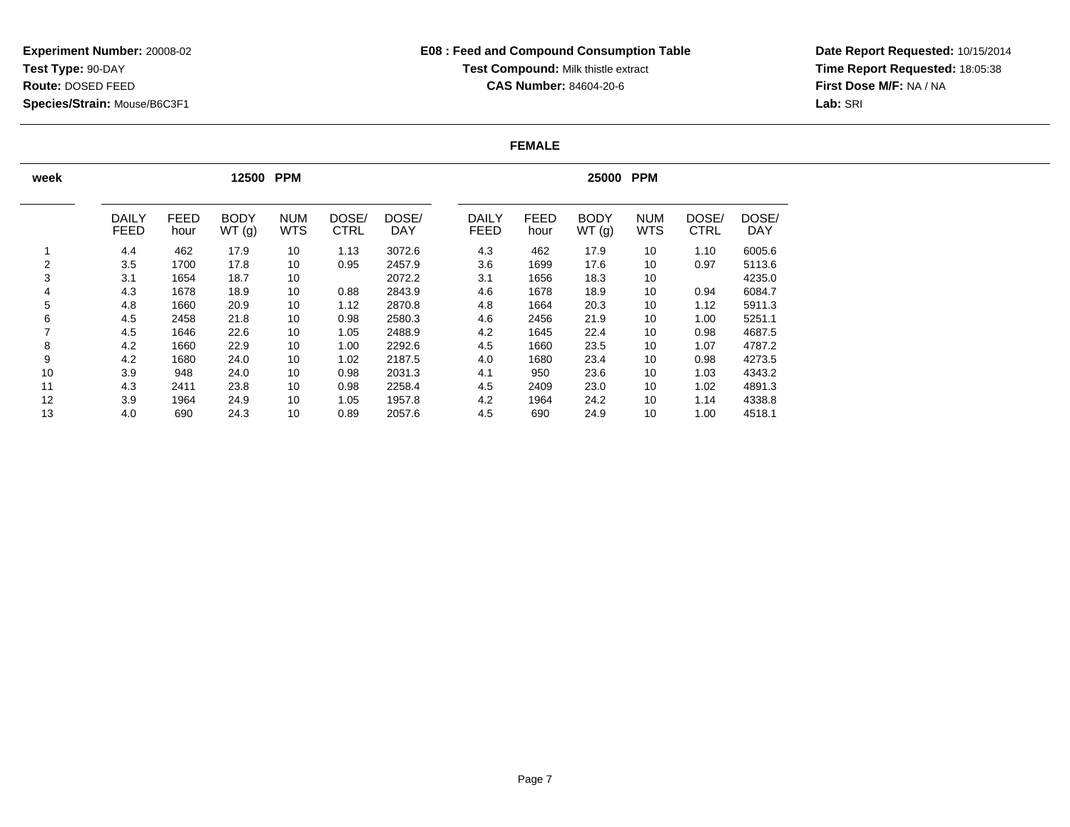**Experiment Number:** 20008-02
**Test Type:** 90-DAY
**Route:** DOSED FEED
**Species/Strain:** Mouse/B6C3F1

**E08 : Feed and Compound Consumption Table**
**Test Compound:** Milk thistle extract
**CAS Number:** 84604-20-6

**Date Report Requested:** 10/15/2014
**Time Report Requested:** 18:05:38
**First Dose M/F:** NA / NA
**Lab:** SRI

**FEMALE**

| week | 12500 PPM | | | | | | 25000 PPM | | | | | |
|---|---|---|---|---|---|---|---|---|---|---|---|---|
| | DAILY FEED | FEED hour | BODY WT (g) | NUM WTS | DOSE/ CTRL | DOSE/ DAY | DAILY FEED | FEED hour | BODY WT (g) | NUM WTS | DOSE/ CTRL | DOSE/ DAY |
| 1 | 4.4 | 462 | 17.9 | 10 | 1.13 | 3072.6 | 4.3 | 462 | 17.9 | 10 | 1.10 | 6005.6 |
| 2 | 3.5 | 1700 | 17.8 | 10 | 0.95 | 2457.9 | 3.6 | 1699 | 17.6 | 10 | 0.97 | 5113.6 |
| 3 | 3.1 | 1654 | 18.7 | 10 | | 2072.2 | 3.1 | 1656 | 18.3 | 10 | | 4235.0 |
| 4 | 4.3 | 1678 | 18.9 | 10 | 0.88 | 2843.9 | 4.6 | 1678 | 18.9 | 10 | 0.94 | 6084.7 |
| 5 | 4.8 | 1660 | 20.9 | 10 | 1.12 | 2870.8 | 4.8 | 1664 | 20.3 | 10 | 1.12 | 5911.3 |
| 6 | 4.5 | 2458 | 21.8 | 10 | 0.98 | 2580.3 | 4.6 | 2456 | 21.9 | 10 | 1.00 | 5251.1 |
| 7 | 4.5 | 1646 | 22.6 | 10 | 1.05 | 2488.9 | 4.2 | 1645 | 22.4 | 10 | 0.98 | 4687.5 |
| 8 | 4.2 | 1660 | 22.9 | 10 | 1.00 | 2292.6 | 4.5 | 1660 | 23.5 | 10 | 1.07 | 4787.2 |
| 9 | 4.2 | 1680 | 24.0 | 10 | 1.02 | 2187.5 | 4.0 | 1680 | 23.4 | 10 | 0.98 | 4273.5 |
| 10 | 3.9 | 948 | 24.0 | 10 | 0.98 | 2031.3 | 4.1 | 950 | 23.6 | 10 | 1.03 | 4343.2 |
| 11 | 4.3 | 2411 | 23.8 | 10 | 0.98 | 2258.4 | 4.5 | 2409 | 23.0 | 10 | 1.02 | 4891.3 |
| 12 | 3.9 | 1964 | 24.9 | 10 | 1.05 | 1957.8 | 4.2 | 1964 | 24.2 | 10 | 1.14 | 4338.8 |
| 13 | 4.0 | 690 | 24.3 | 10 | 0.89 | 2057.6 | 4.5 | 690 | 24.9 | 10 | 1.00 | 4518.1 |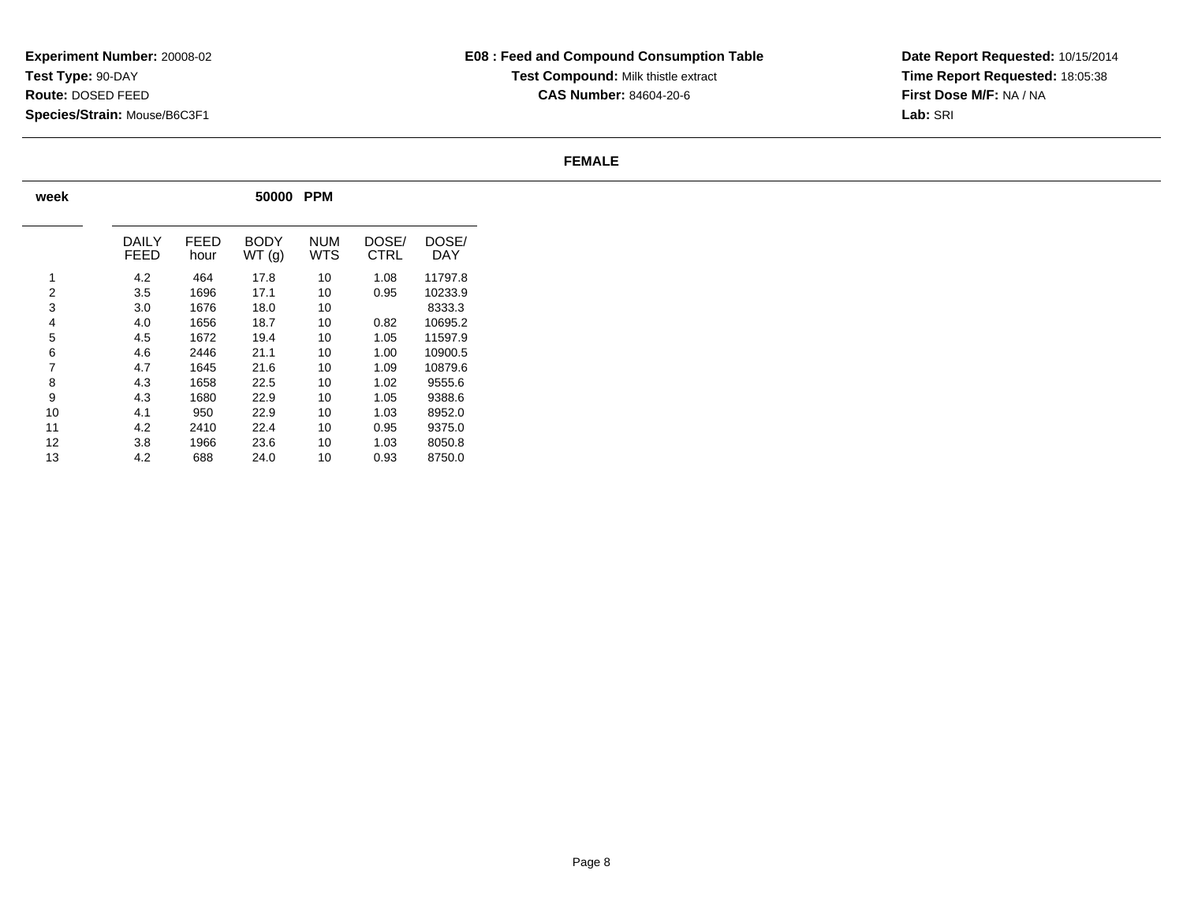**Experiment Number:** 20008-02
**Test Type:** 90-DAY
**Route:** DOSED FEED
**Species/Strain:** Mouse/B6C3F1

**E08 : Feed and Compound Consumption Table**
**Test Compound:** Milk thistle extract
**CAS Number:** 84604-20-6

**Date Report Requested:** 10/15/2014
**Time Report Requested:** 18:05:38
**First Dose M/F:** NA / NA
**Lab:** SRI

**FEMALE**

| week | 50000 PPM | | | | | |
|---|---|---|---|---|---|---|
| | DAILY FEED | FEED hour | BODY WT (g) | NUM WTS | DOSE/ CTRL | DOSE/ DAY |
| 1 | 4.2 | 464 | 17.8 | 10 | 1.08 | 11797.8 |
| 2 | 3.5 | 1696 | 17.1 | 10 | 0.95 | 10233.9 |
| 3 | 3.0 | 1676 | 18.0 | 10 | | 8333.3 |
| 4 | 4.0 | 1656 | 18.7 | 10 | 0.82 | 10695.2 |
| 5 | 4.5 | 1672 | 19.4 | 10 | 1.05 | 11597.9 |
| 6 | 4.6 | 2446 | 21.1 | 10 | 1.00 | 10900.5 |
| 7 | 4.7 | 1645 | 21.6 | 10 | 1.09 | 10879.6 |
| 8 | 4.3 | 1658 | 22.5 | 10 | 1.02 | 9555.6 |
| 9 | 4.3 | 1680 | 22.9 | 10 | 1.05 | 9388.6 |
| 10 | 4.1 | 950 | 22.9 | 10 | 1.03 | 8952.0 |
| 11 | 4.2 | 2410 | 22.4 | 10 | 0.95 | 9375.0 |
| 12 | 3.8 | 1966 | 23.6 | 10 | 1.03 | 8050.8 |
| 13 | 4.2 | 688 | 24.0 | 10 | 0.93 | 8750.0 |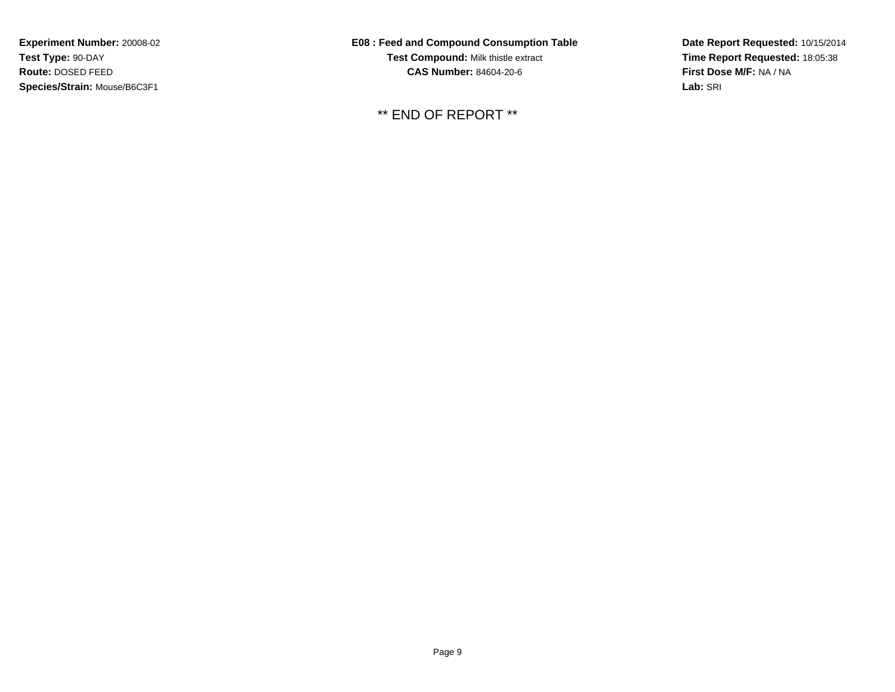**Experiment Number:** 20008-02
**Test Type:** 90-DAY
**Route:** DOSED FEED
**Species/Strain:** Mouse/B6C3F1

**E08 : Feed and Compound Consumption Table**
**Test Compound:** Milk thistle extract
**CAS Number:** 84604-20-6

**Date Report Requested:** 10/15/2014
**Time Report Requested:** 18:05:38
**First Dose M/F:** NA / NA
**Lab:** SRI

** END OF REPORT **